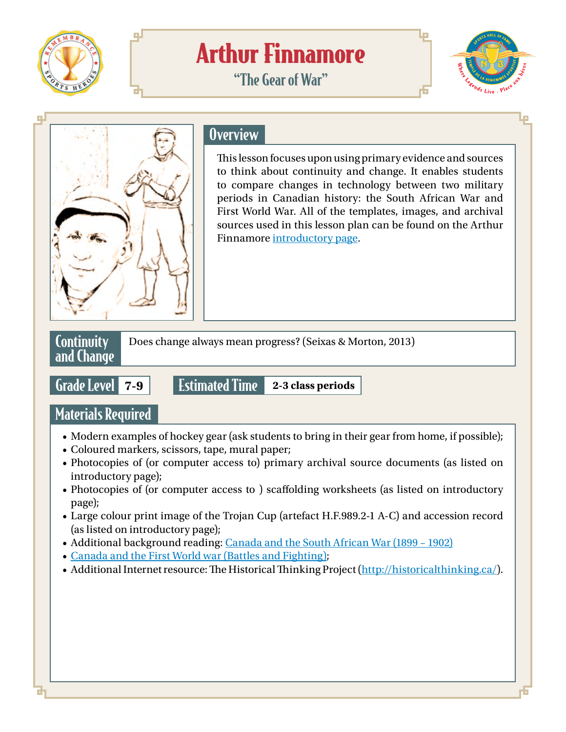# Arthur Finnamore

## "The Gear of War"

## Overview

This lesson focuses upon using primary evidence and sources to think about continuity and change. It enables students to compare changes in technology between two military periods in Canadian history: the South African War and First World War. All of the templates, images, and archival sources used in this lesson plan can be found on the Arthur Finnamore [introductory page](introductory page).

## Continuity and Change

Does change always mean progress? (Seixas & Morton, 2013)

**Grade Level** 7-9

**Estimated Time** 2-3 class periods

## Materials Required

- Modern examples of hockey gear (ask students to bring in their gear from home, if possible);
- Coloured markers, scissors, tape, mural paper;
- Photocopies of (or computer access to) primary archival source documents (as listed on introductory page);
- Photocopies of (or computer access to ) scaffolding worksheets (as listed on introductory page);
- Large colour print image of the Trojan Cup (artefact H.F.989.2-1 A-C) and accession record (as listed on introductory page);
- Additional background reading: Canada and the South African War (1899 – 1902)
- Canada and the First World war (Battles and Fighting);
- Additional Internet resource: The Historical Thinking Project (http://historicalthinking.ca/).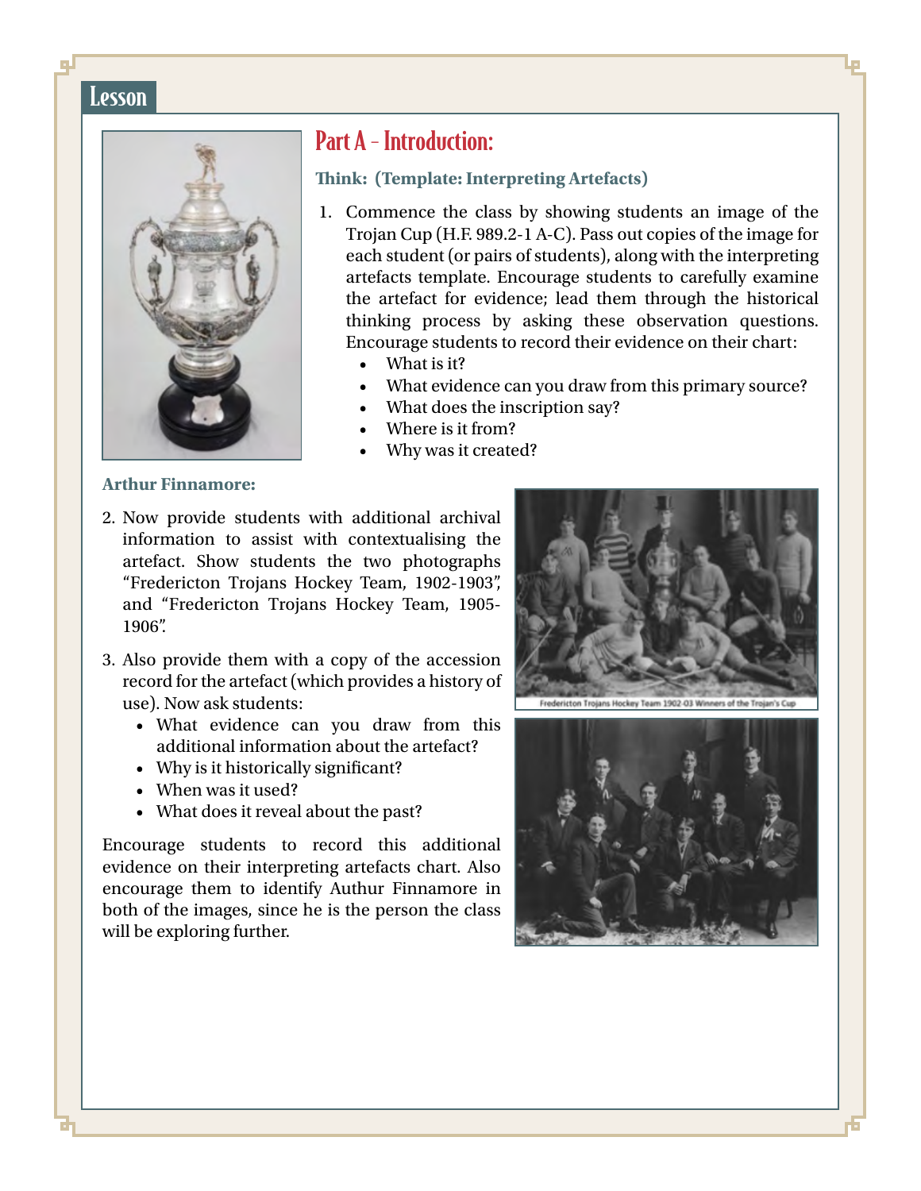## Lesson

### Part A – Introduction:

**Think: (Template: Interpreting Artefacts)**

1. Commence the class by showing students an image of the Trojan Cup (H.F. 989.2-1 A-C). Pass out copies of the image for each student (or pairs of students), along with the interpreting artefacts template. Encourage students to carefully examine the artefact for evidence; lead them through the historical thinking process by asking these observation questions. Encourage students to record their evidence on their chart:
   - What is it?
   - What evidence can you draw from this primary source?
   - What does the inscription say?
   - Where is it from?
   - Why was it created?

**Arthur Finnamore:**

2. Now provide students with additional archival information to assist with contextualising the artefact. Show students the two photographs "Fredericton Trojans Hockey Team, 1902-1903", and "Fredericton Trojans Hockey Team, 1905-1906".

3. Also provide them with a copy of the accession record for the artefact (which provides a history of use). Now ask students:
   - What evidence can you draw from this additional information about the artefact?
   - Why is it historically significant?
   - When was it used?
   - What does it reveal about the past?

Encourage students to record this additional evidence on their interpreting artefacts chart. Also encourage them to identify Authur Finnamore in both of the images, since he is the person the class will be exploring further.

Fredericton Trojans Hockey Team 1902-03 Winners of the Trojan's Cup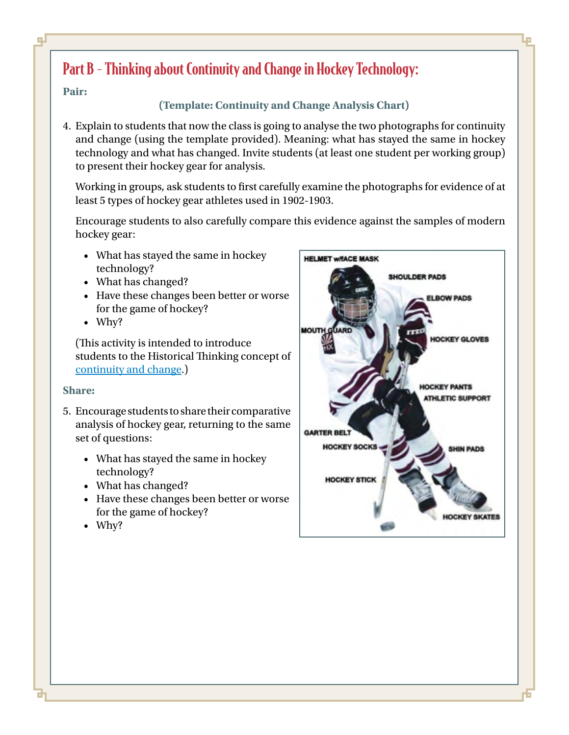## Part B – Thinking about Continuity and Change in Hockey Technology:

**Pair:**

**(Template: Continuity and Change Analysis Chart)**

4. Explain to students that now the class is going to analyse the two photographs for continuity and change (using the template provided). Meaning: what has stayed the same in hockey technology and what has changed. Invite students (at least one student per working group) to present their hockey gear for analysis.

   Working in groups, ask students to first carefully examine the photographs for evidence of at least 5 types of hockey gear athletes used in 1902-1903.

   Encourage students to also carefully compare this evidence against the samples of modern hockey gear:

   - What has stayed the same in hockey technology?
   - What has changed?
   - Have these changes been better or worse for the game of hockey?
   - Why?

   (This activity is intended to introduce students to the Historical Thinking concept of [continuity and change](continuity and change).)

**Share:**

5. Encourage students to share their comparative analysis of hockey gear, returning to the same set of questions:

   - What has stayed the same in hockey technology?
   - What has changed?
   - Have these changes been better or worse for the game of hockey?
   - Why?

HELMET w/FACE MASK
SHOULDER PADS
ELBOW PADS
MOUTH GUARD
HOCKEY GLOVES
HOCKEY PANTS
ATHLETIC SUPPORT
GARTER BELT
HOCKEY SOCKS
SHIN PADS
HOCKEY STICK
HOCKEY SKATES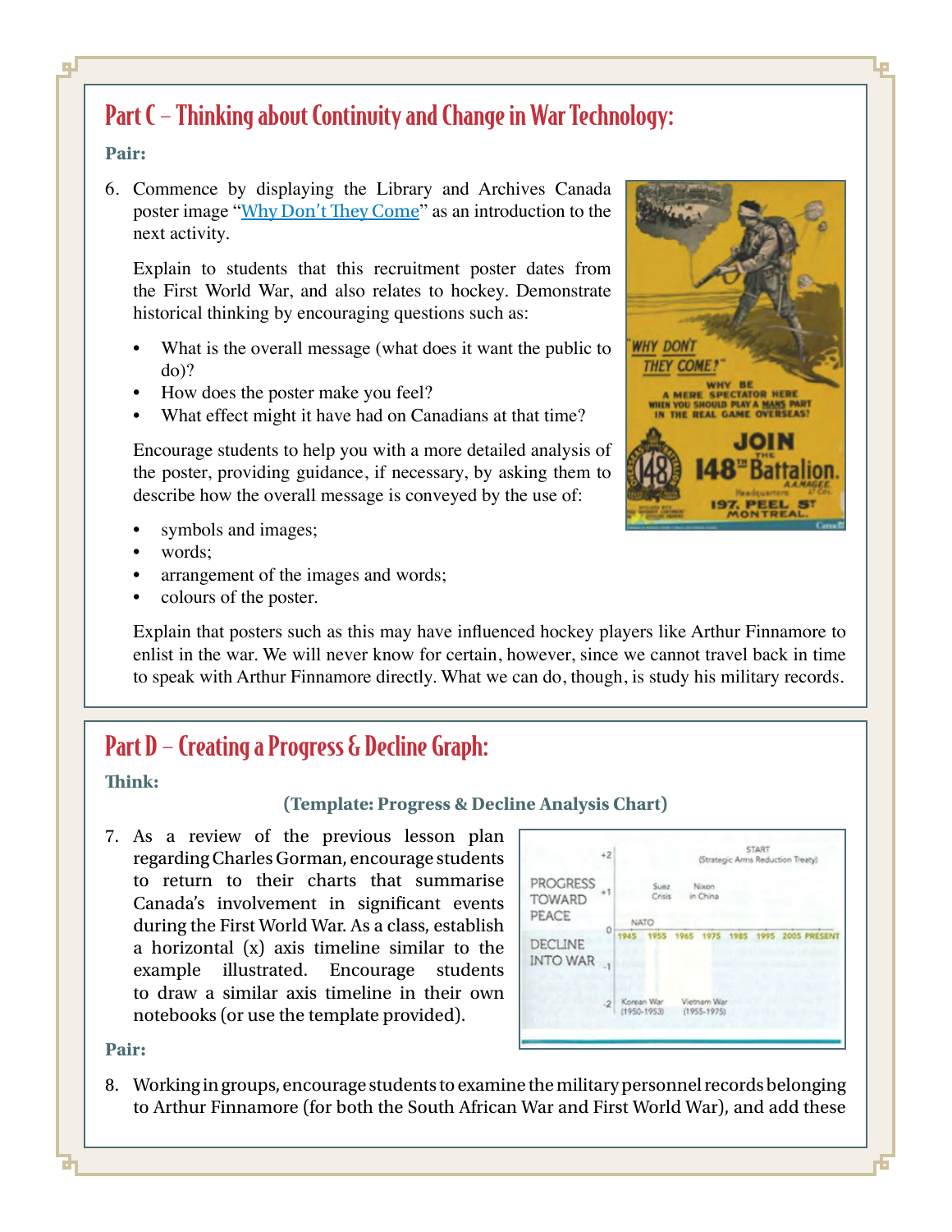## Part C – Thinking about Continuity and Change in War Technology:

**Pair:**

6. Commence by displaying the Library and Archives Canada poster image "Why Don't They Come" as an introduction to the next activity.

   Explain to students that this recruitment poster dates from the First World War, and also relates to hockey. Demonstrate historical thinking by encouraging questions such as:

   - What is the overall message (what does it want the public to do)?
   - How does the poster make you feel?
   - What effect might it have had on Canadians at that time?

   Encourage students to help you with a more detailed analysis of the poster, providing guidance, if necessary, by asking them to describe how the overall message is conveyed by the use of:

   - symbols and images;
   - words;
   - arrangement of the images and words;
   - colours of the poster.

   Explain that posters such as this may have influenced hockey players like Arthur Finnamore to enlist in the war. We will never know for certain, however, since we cannot travel back in time to speak with Arthur Finnamore directly. What we can do, though, is study his military records.

## Part D – Creating a Progress & Decline Graph:

**Think:**

**(Template: Progress & Decline Analysis Chart)**

7. As a review of the previous lesson plan regarding Charles Gorman, encourage students to return to their charts that summarise Canada's involvement in significant events during the First World War. As a class, establish a horizontal (x) axis timeline similar to the example illustrated. Encourage students to draw a similar axis timeline in their own notebooks (or use the template provided).

PROGRESS TOWARD PEACE
DECLINE INTO WAR
+2
+1
0
-1
-2
START (Strategic Arms Reduction Treaty)
Suez Crisis
Nixon in China
NATO
1945 1955 1965 1975 1985 1995 2005 PRESENT
Korean War (1950-1953)
Vietnam War (1955-1975)

**Pair:**

8. Working in groups, encourage students to examine the military personnel records belonging to Arthur Finnamore (for both the South African War and First World War), and add these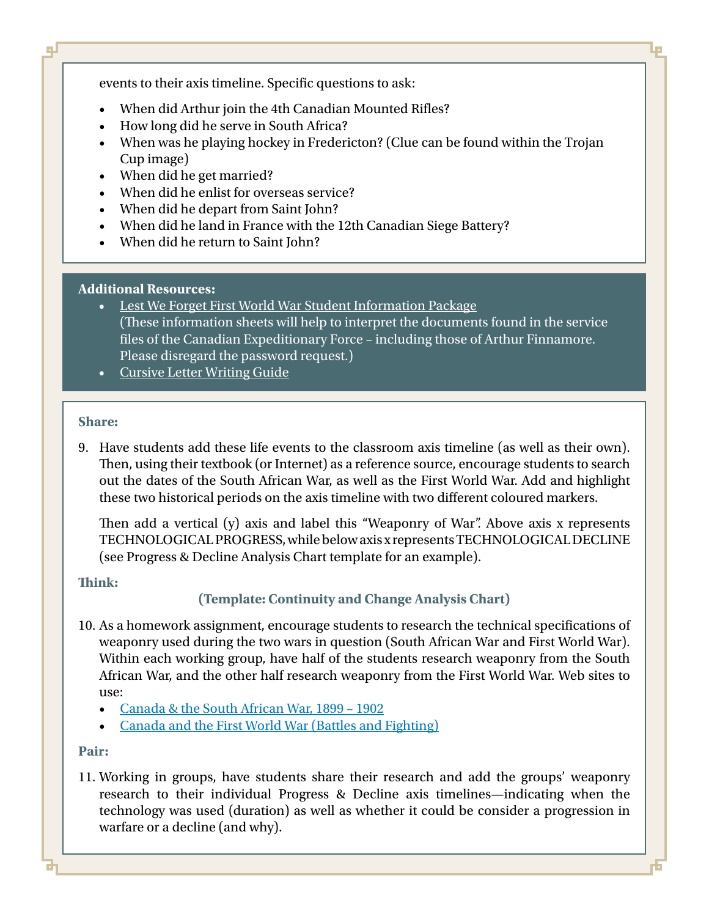events to their axis timeline. Specific questions to ask:

- When did Arthur join the 4th Canadian Mounted Rifles?
- How long did he serve in South Africa?
- When was he playing hockey in Fredericton? (Clue can be found within the Trojan Cup image)
- When did he get married?
- When did he enlist for overseas service?
- When did he depart from Saint John?
- When did he land in France with the 12th Canadian Siege Battery?
- When did he return to Saint John?

**Additional Resources:**

- Lest We Forget First World War Student Information Package
  (These information sheets will help to interpret the documents found in the service files of the Canadian Expeditionary Force – including those of Arthur Finnamore. Please disregard the password request.)
- Cursive Letter Writing Guide

**Share:**

9. Have students add these life events to the classroom axis timeline (as well as their own). Then, using their textbook (or Internet) as a reference source, encourage students to search out the dates of the South African War, as well as the First World War. Add and highlight these two historical periods on the axis timeline with two different coloured markers.

   Then add a vertical (y) axis and label this "Weaponry of War". Above axis x represents TECHNOLOGICAL PROGRESS, while below axis x represents TECHNOLOGICAL DECLINE (see Progress & Decline Analysis Chart template for an example).

**Think:**

**(Template: Continuity and Change Analysis Chart)**

10. As a homework assignment, encourage students to research the technical specifications of weaponry used during the two wars in question (South African War and First World War). Within each working group, have half of the students research weaponry from the South African War, and the other half research weaponry from the First World War. Web sites to use:
    - Canada & the South African War, 1899 – 1902
    - Canada and the First World War (Battles and Fighting)

**Pair:**

11. Working in groups, have students share their research and add the groups' weaponry research to their individual Progress & Decline axis timelines—indicating when the technology was used (duration) as well as whether it could be consider a progression in warfare or a decline (and why).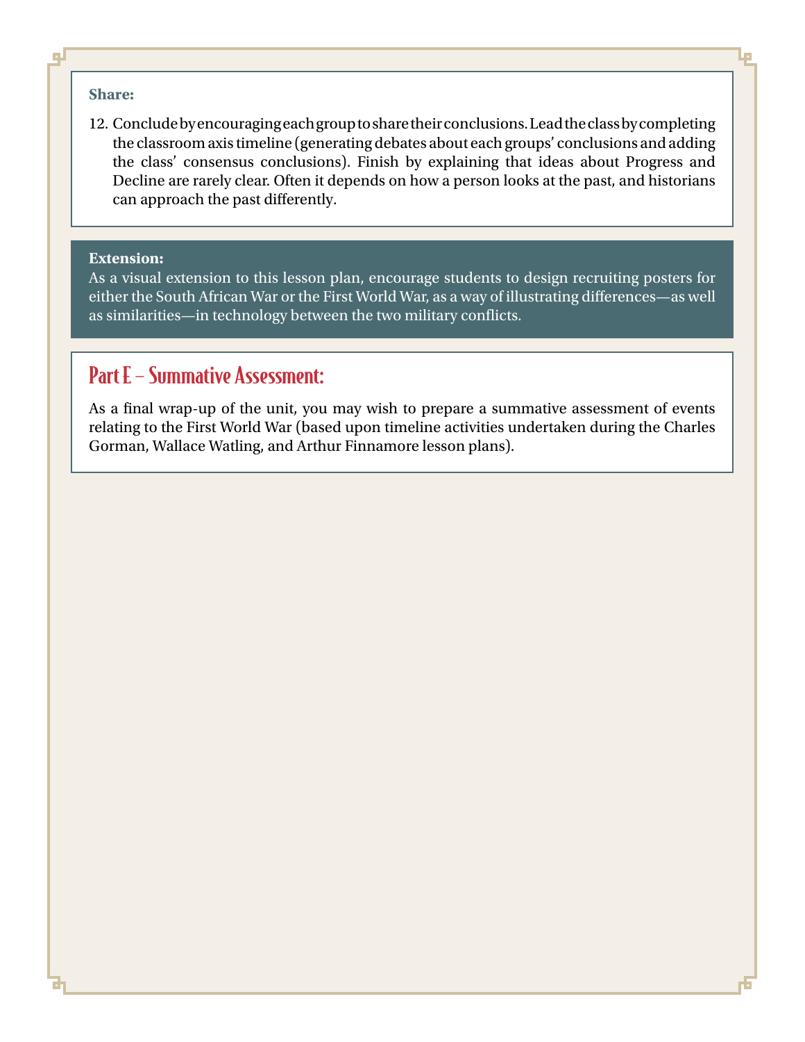**Share:**

12. Conclude by encouraging each group to share their conclusions. Lead the class by completing the classroom axis timeline (generating debates about each groups' conclusions and adding the class' consensus conclusions). Finish by explaining that ideas about Progress and Decline are rarely clear. Often it depends on how a person looks at the past, and historians can approach the past differently.

**Extension:**

As a visual extension to this lesson plan, encourage students to design recruiting posters for either the South African War or the First World War, as a way of illustrating differences—as well as similarities—in technology between the two military conflicts.

## Part E – Summative Assessment:

As a final wrap-up of the unit, you may wish to prepare a summative assessment of events relating to the First World War (based upon timeline activities undertaken during the Charles Gorman, Wallace Watling, and Arthur Finnamore lesson plans).